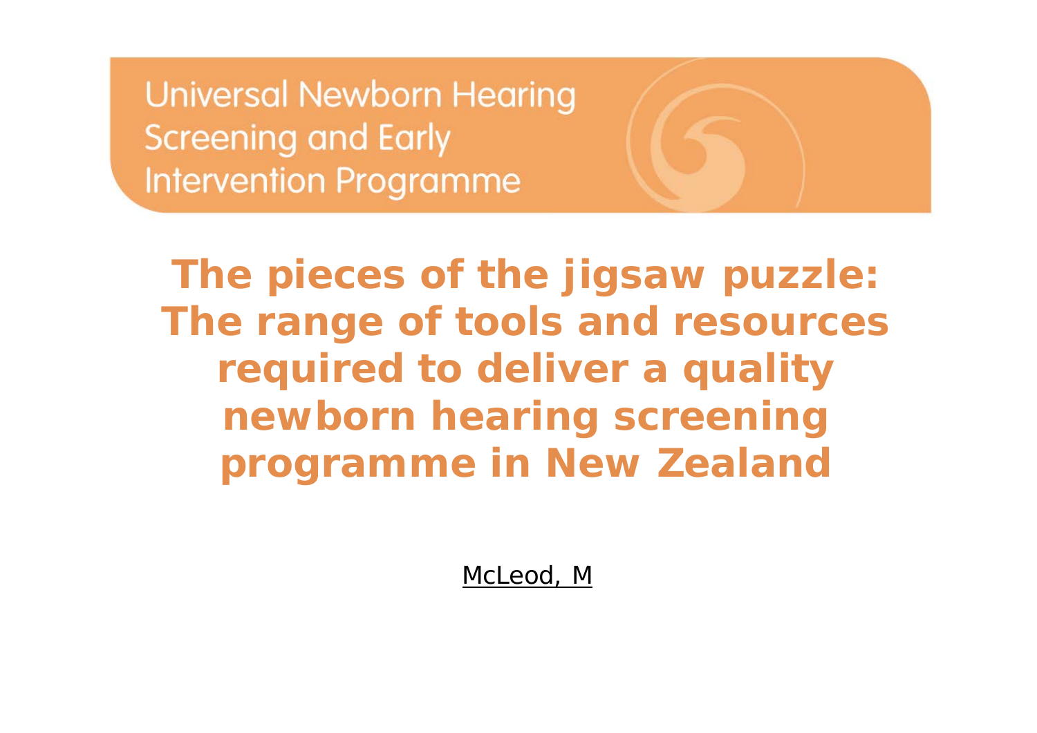Universal Newborn Hearing Screening and Early Intervention Programme

# The pieces of the jigsaw puzzle: The range of tools and resources required to deliver a quality newborn hearing screening programme in New Zealand

McLeod, M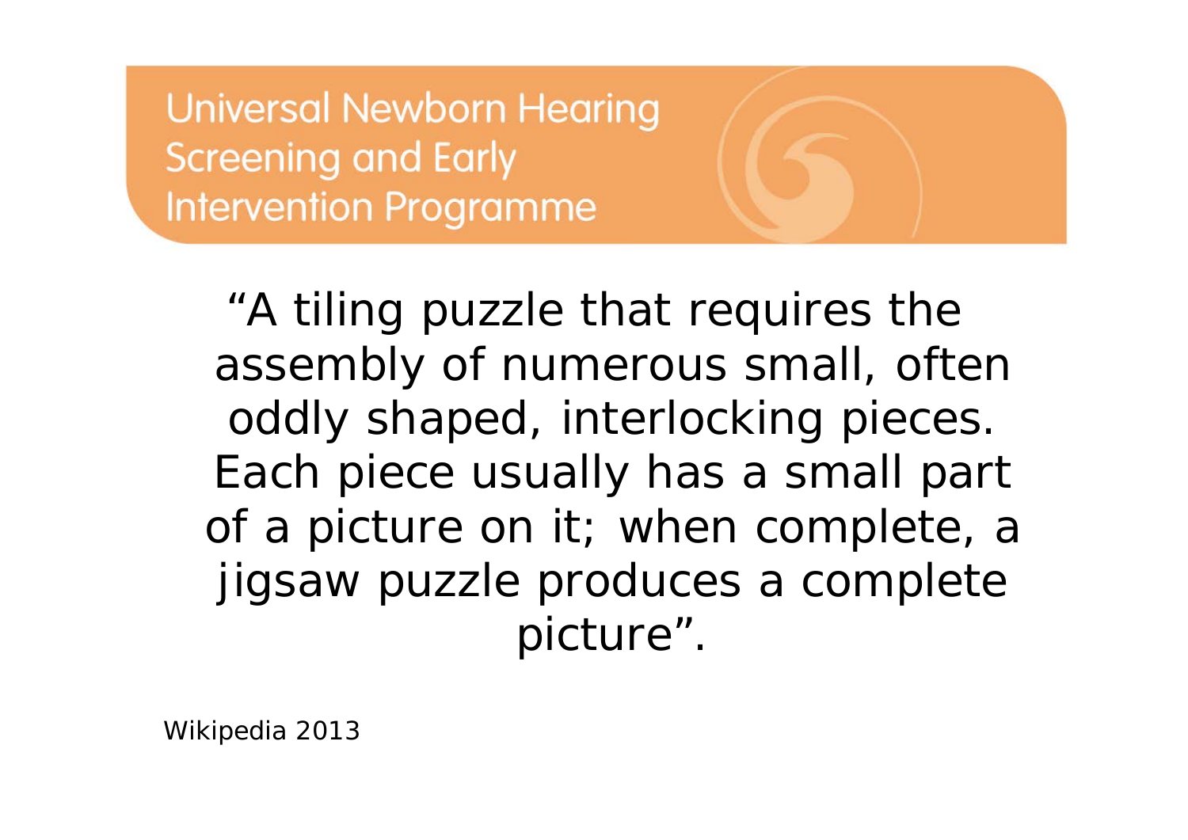Universal Newborn Hearing Screening and Early Intervention Programme

"A tiling puzzle that requires the assembly of numerous small, often oddly shaped, interlocking pieces. Each piece usually has a small part of a picture on it; when complete, a jigsaw puzzle produces a complete picture".

Wikipedia 2013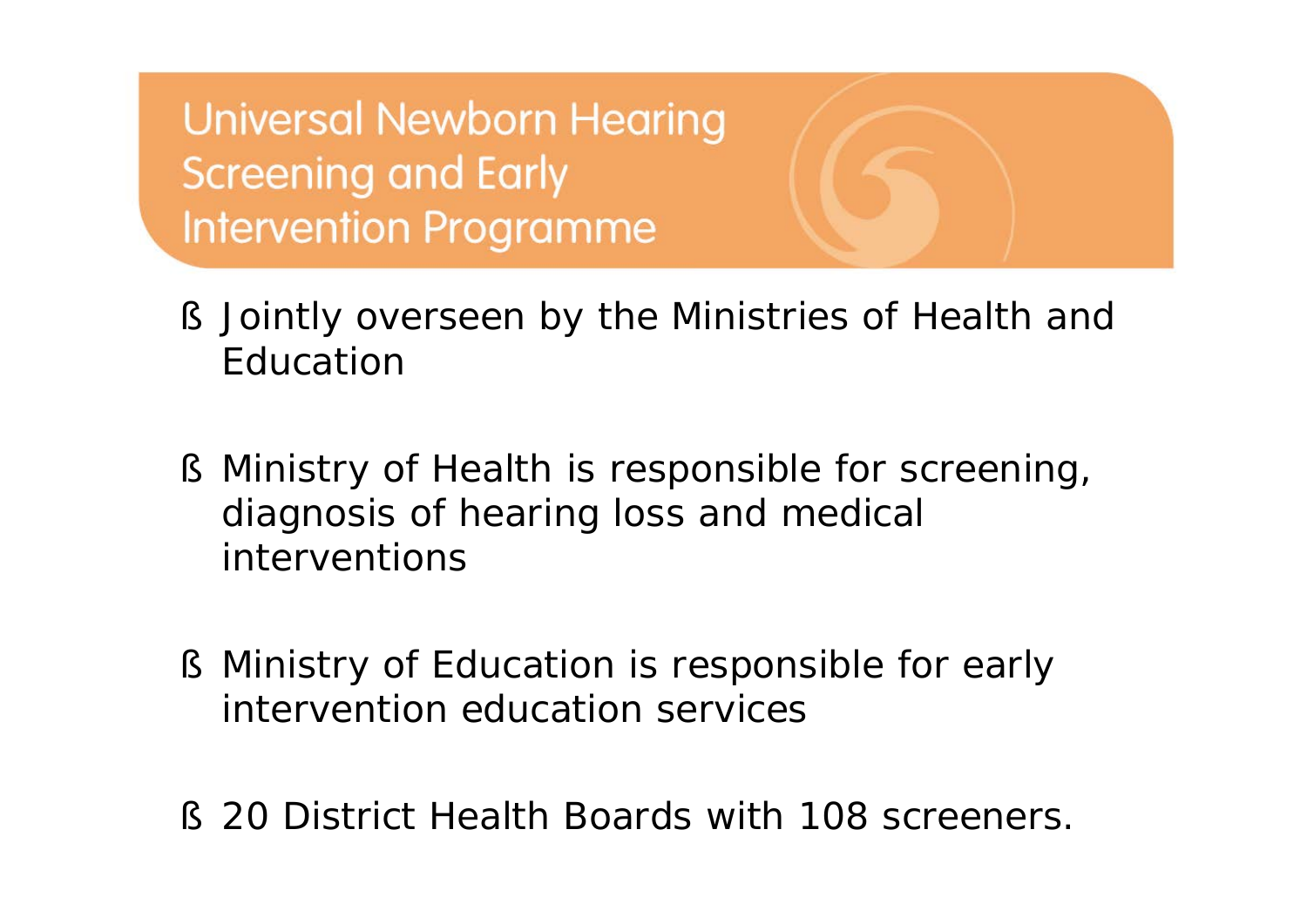# Universal Newborn Hearing Screening and Early Intervention Programme

- Jointly overseen by the Ministries of Health and Education
- Ministry of Health is responsible for screening, diagnosis of hearing loss and medical interventions
- Ministry of Education is responsible for early intervention education services
- 20 District Health Boards with 108 screeners.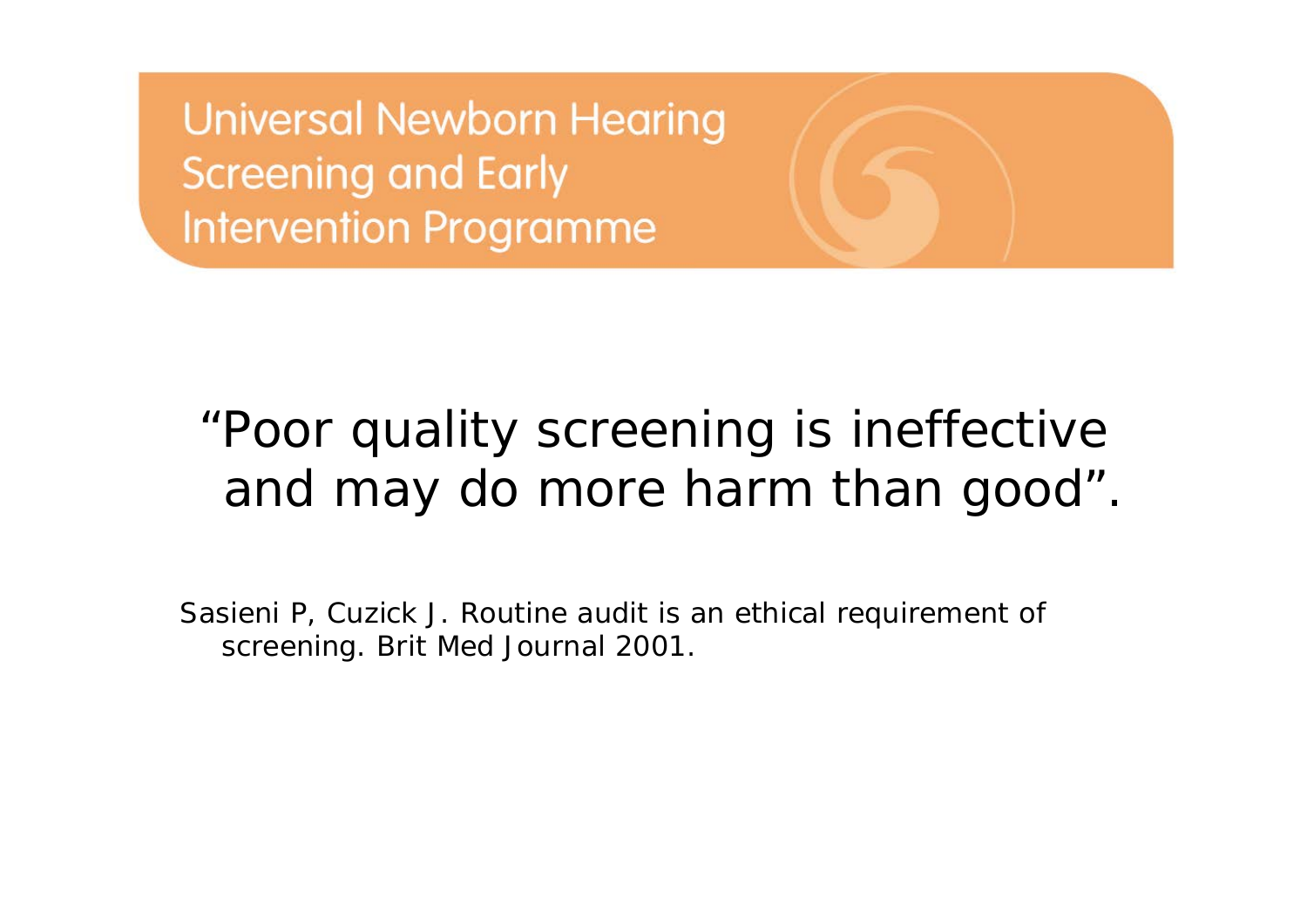Universal Newborn Hearing Screening and Early Intervention Programme

"Poor quality screening is ineffective and may do more harm than good".

Sasieni P, Cuzick J. Routine audit is an ethical requirement of screening. Brit Med Journal 2001.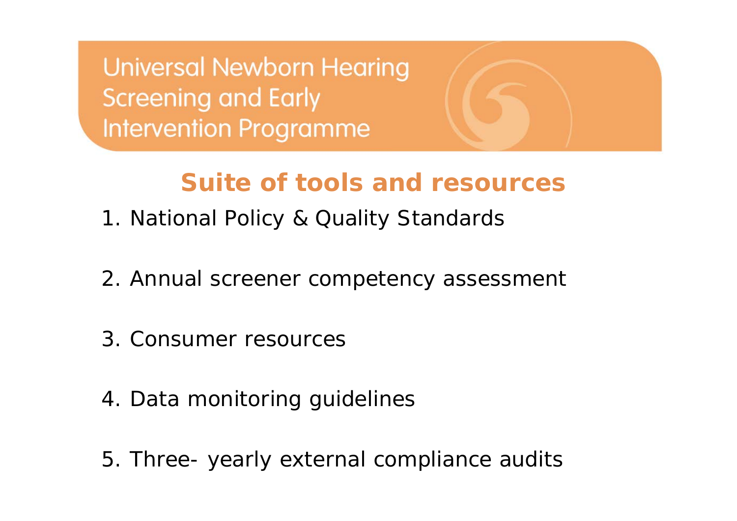Universal Newborn Hearing Screening and Early Intervention Programme

## Suite of tools and resources

1. National Policy & Quality Standards
2. Annual screener competency assessment
3. Consumer resources
4. Data monitoring guidelines
5. Three- yearly external compliance audits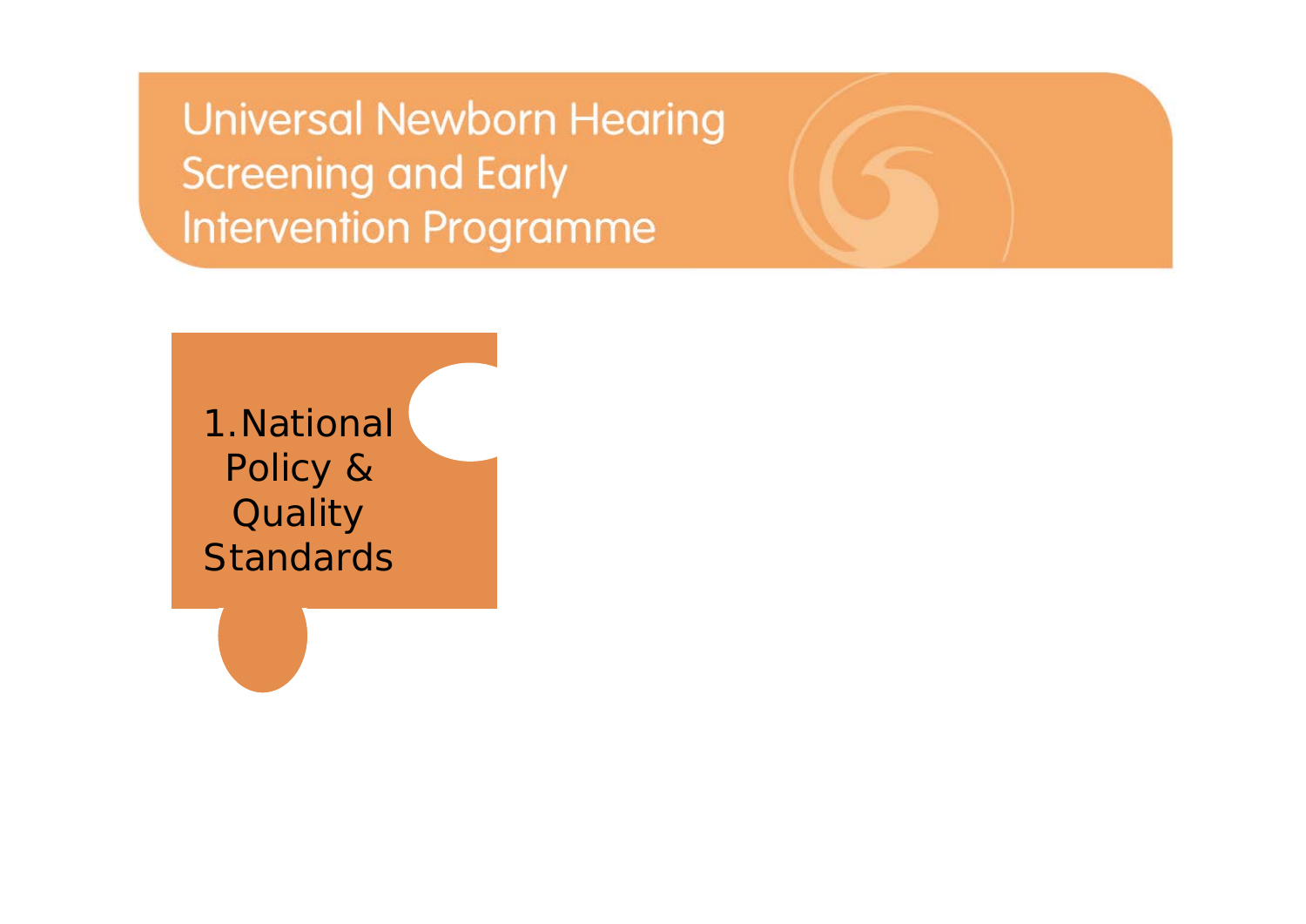# Universal Newborn Hearing Screening and Early Intervention Programme

1. National Policy & Quality Standards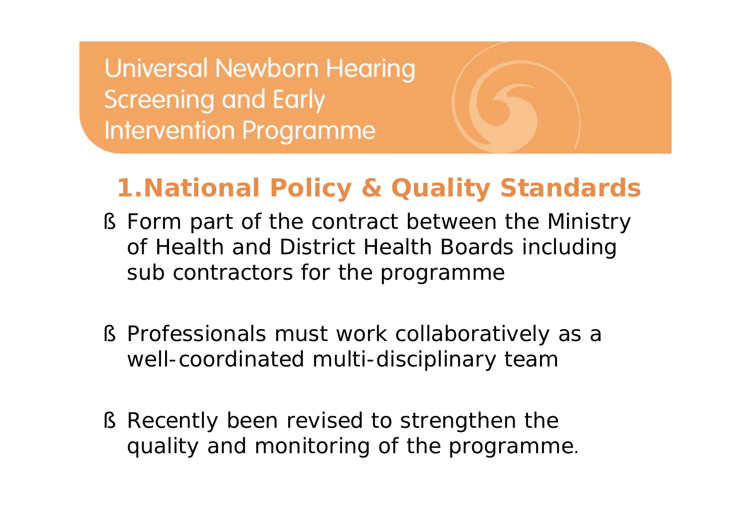Universal Newborn Hearing Screening and Early Intervention Programme

## 1. National Policy & Quality Standards

- Form part of the contract between the Ministry of Health and District Health Boards including sub contractors for the programme
- Professionals must work collaboratively as a well-coordinated multi-disciplinary team
- Recently been revised to strengthen the quality and monitoring of the programme.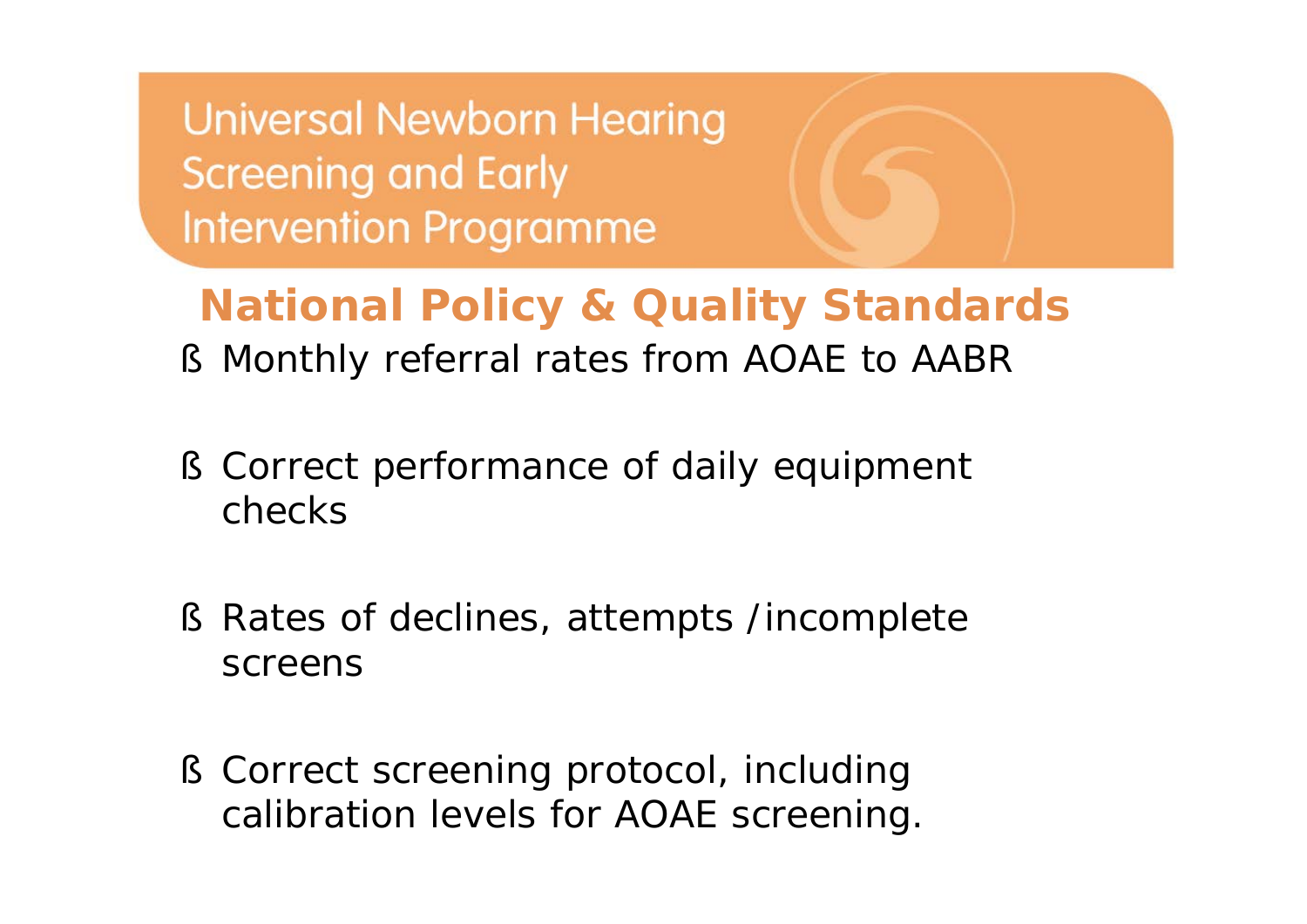Universal Newborn Hearing Screening and Early Intervention Programme

## National Policy & Quality Standards

- Monthly referral rates from AOAE to AABR
- Correct performance of daily equipment checks
- Rates of declines, attempts /incomplete screens
- Correct screening protocol, including calibration levels for AOAE screening.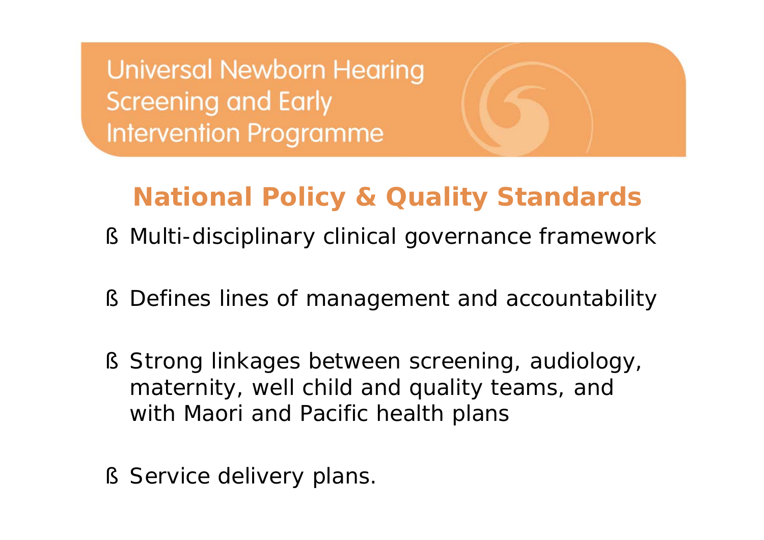Universal Newborn Hearing Screening and Early Intervention Programme

## National Policy & Quality Standards

- Multi-disciplinary clinical governance framework
- Defines lines of management and accountability
- Strong linkages between screening, audiology, maternity, well child and quality teams, and with Maori and Pacific health plans
- Service delivery plans.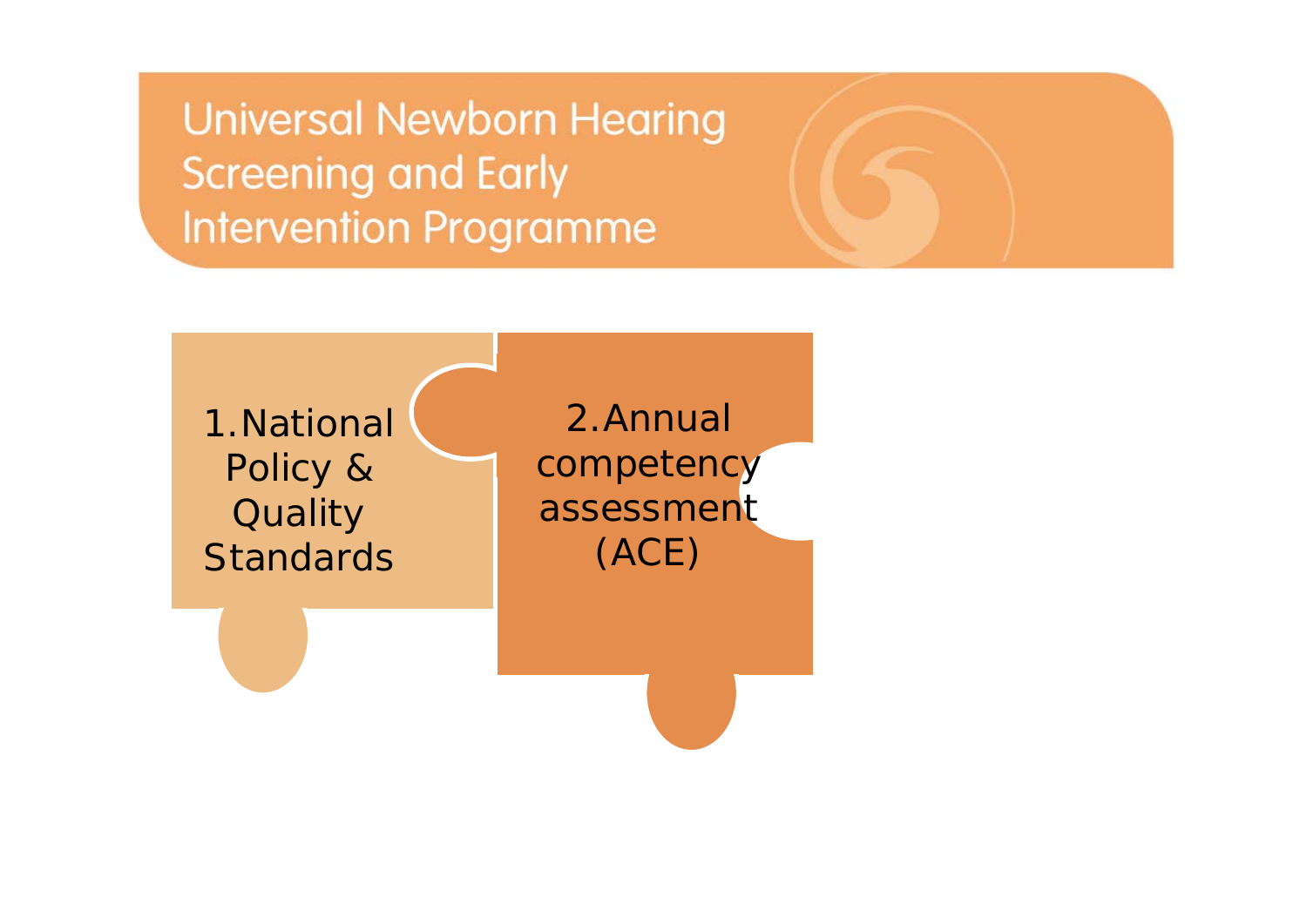# Universal Newborn Hearing Screening and Early Intervention Programme

1. National Policy & Quality Standards

2. Annual competency assessment (ACE)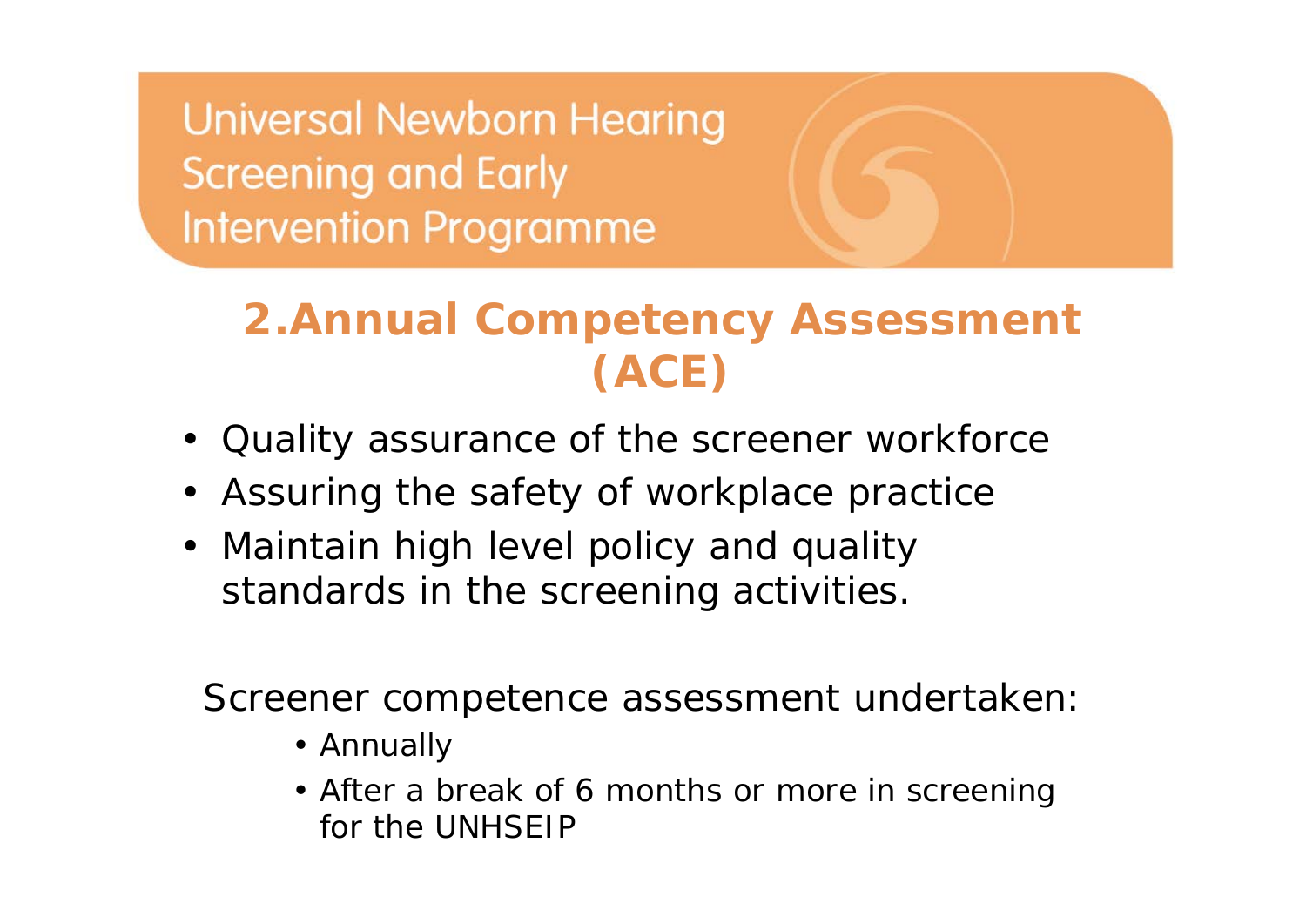Universal Newborn Hearing Screening and Early Intervention Programme

## 2.Annual Competency Assessment (ACE)

- Quality assurance of the screener workforce
- Assuring the safety of workplace practice
- Maintain high level policy and quality standards in the screening activities.

Screener competence assessment undertaken:

- Annually
- After a break of 6 months or more in screening for the UNHSEIP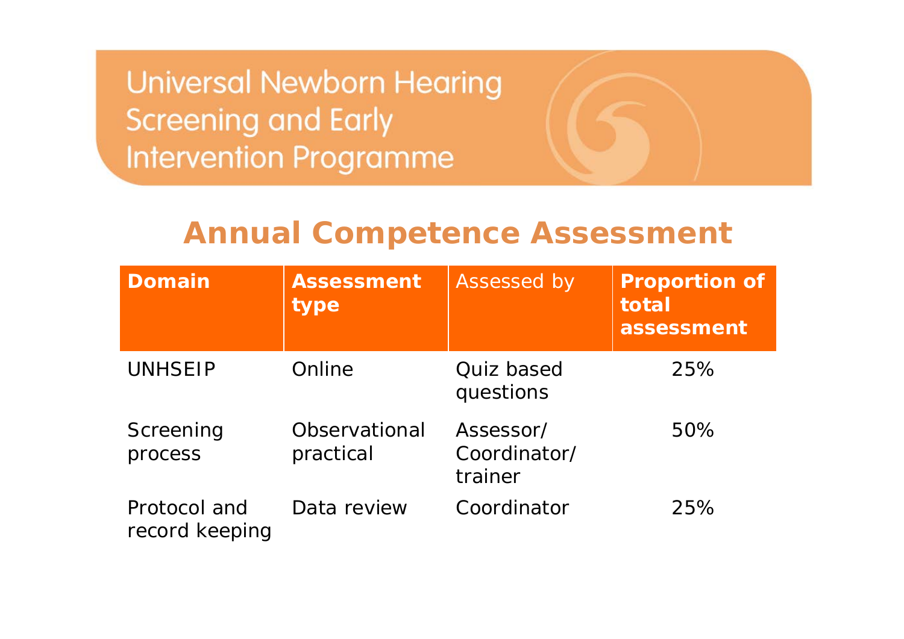Universal Newborn Hearing Screening and Early Intervention Programme

## Annual Competence Assessment

| Domain | Assessment type | Assessed by | Proportion of total assessment |
|---|---|---|---|
| UNHSEIP | Online | Quiz based questions | 25% |
| Screening process | Observational practical | Assessor/ Coordinator/ trainer | 50% |
| Protocol and record keeping | Data review | Coordinator | 25% |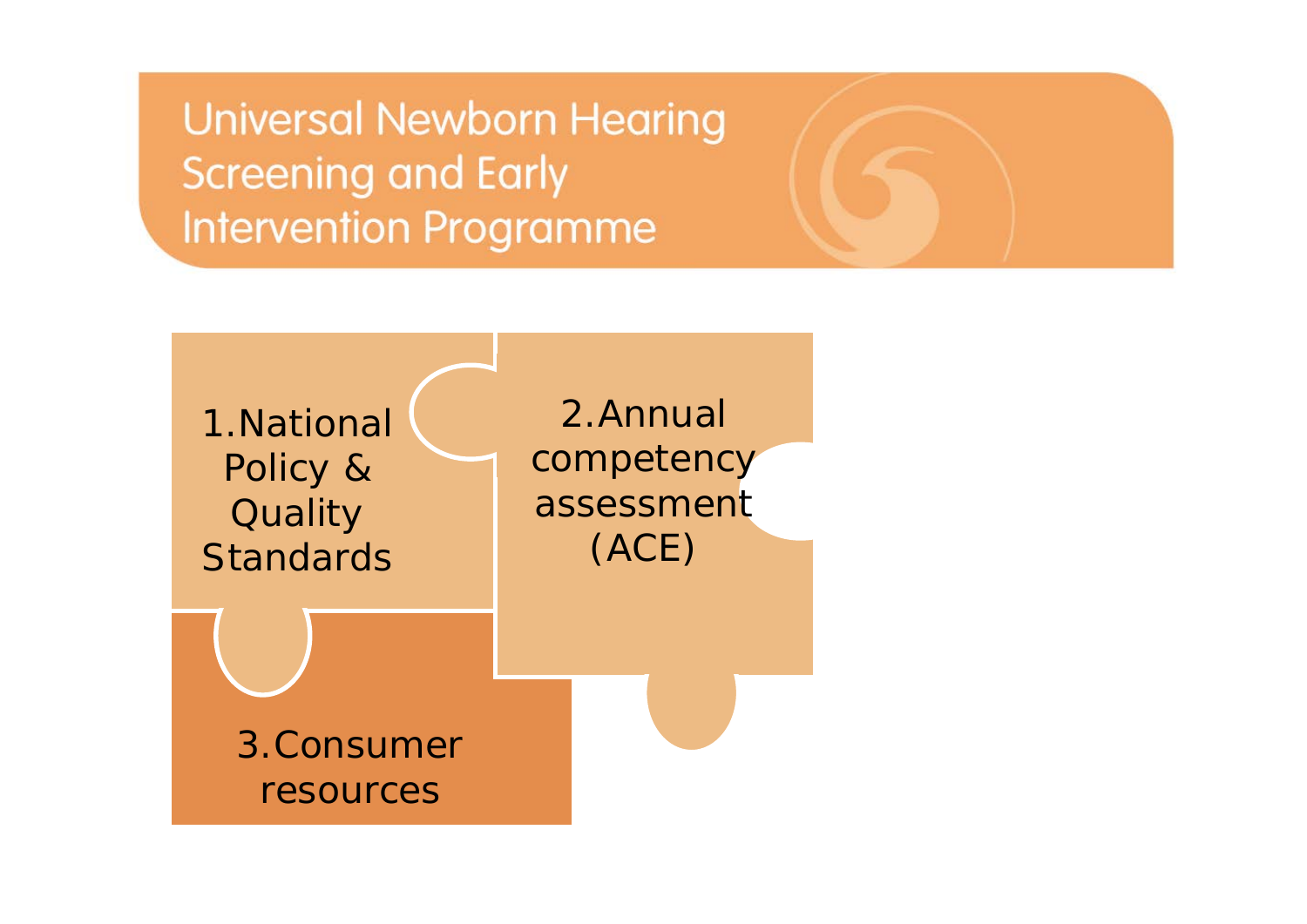# Universal Newborn Hearing Screening and Early Intervention Programme

1. National Policy & Quality Standards

2. Annual competency assessment (ACE)

3. Consumer resources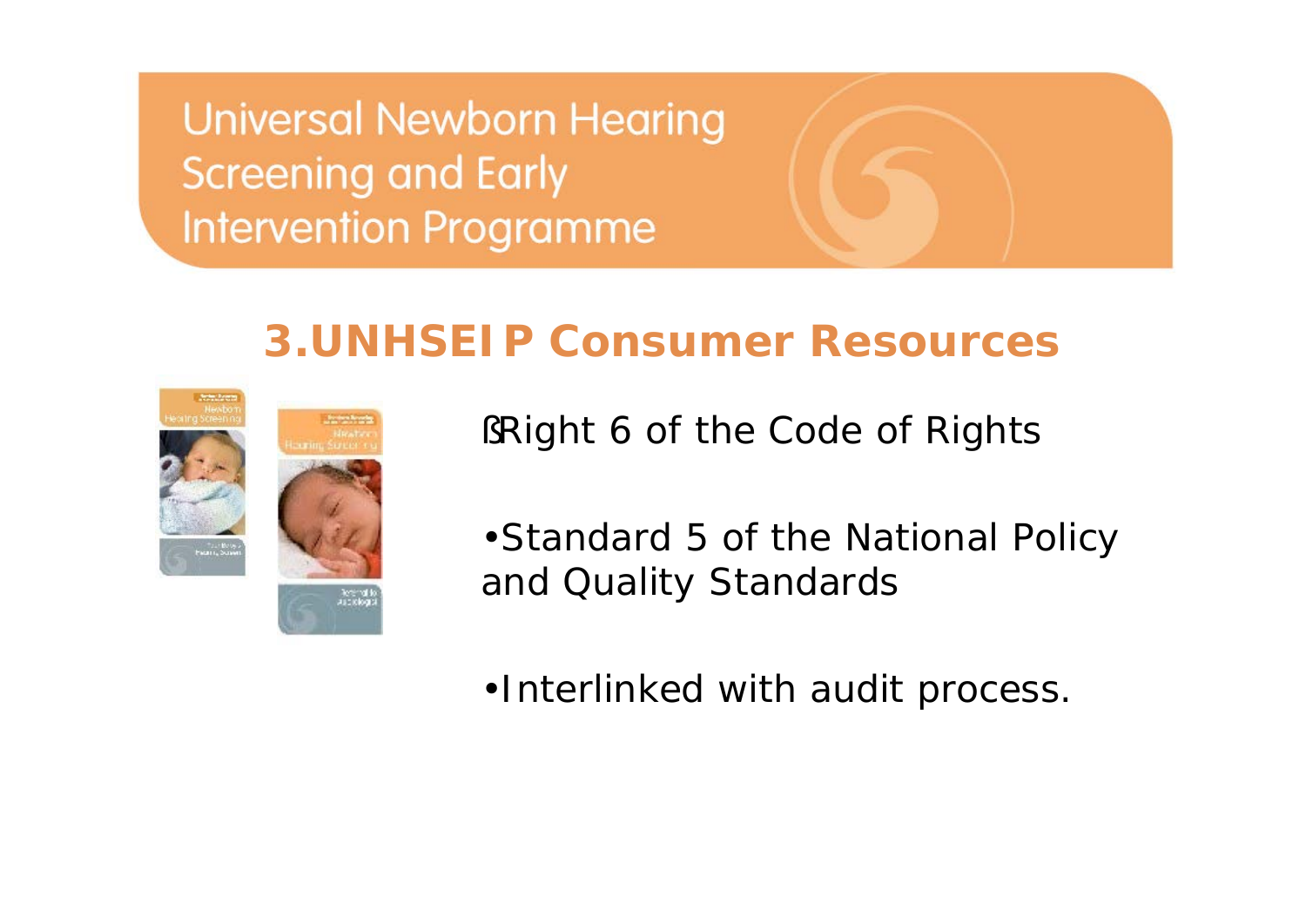# Universal Newborn Hearing Screening and Early Intervention Programme

## 3.UNHSEIP Consumer Resources

- Right 6 of the Code of Rights
- Standard 5 of the National Policy and Quality Standards
- Interlinked with audit process.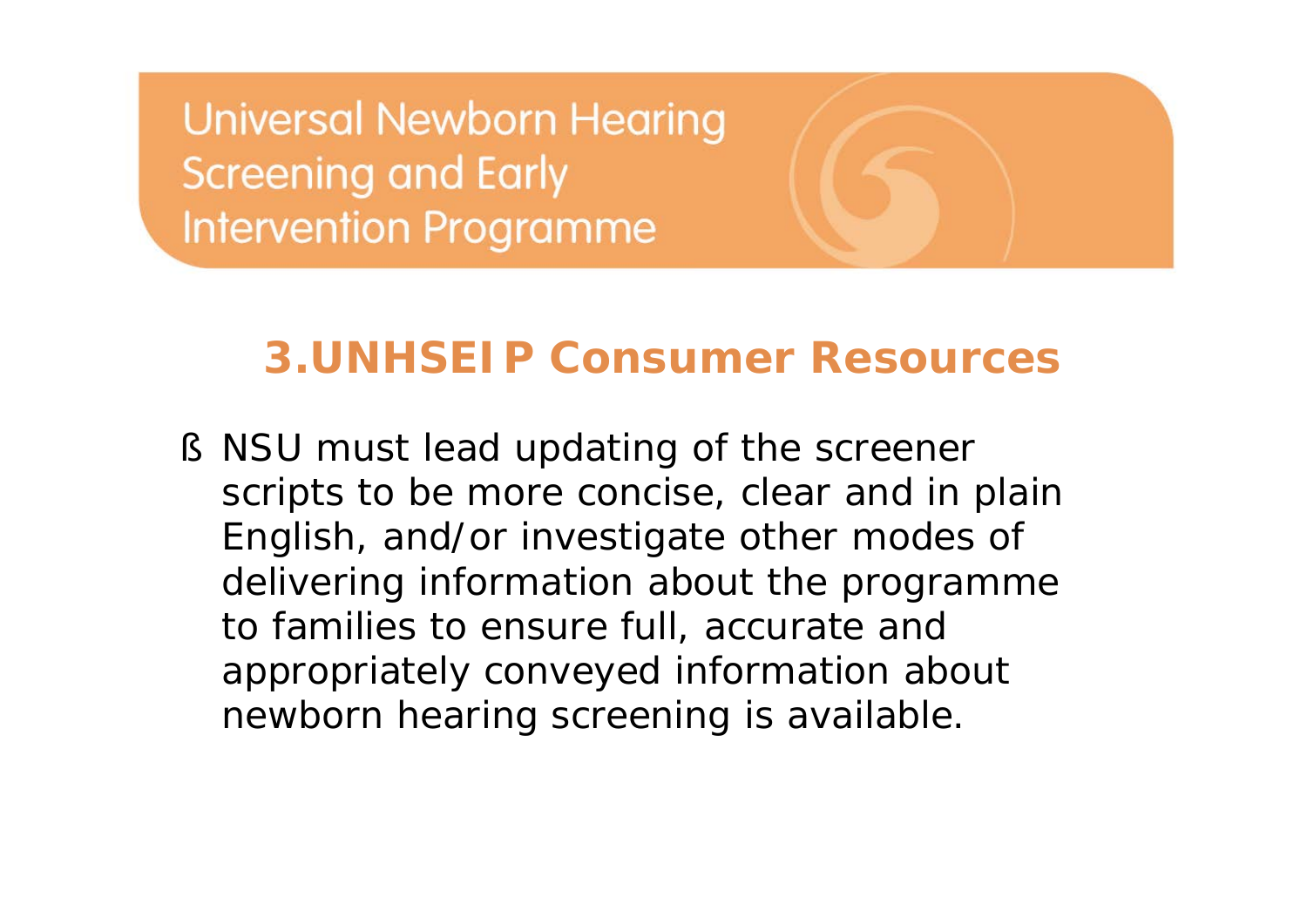Universal Newborn Hearing Screening and Early Intervention Programme

## 3. UNHSEIP Consumer Resources

- NSU must lead updating of the screener scripts to be more concise, clear and in plain English, and/or investigate other modes of delivering information about the programme to families to ensure full, accurate and appropriately conveyed information about newborn hearing screening is available.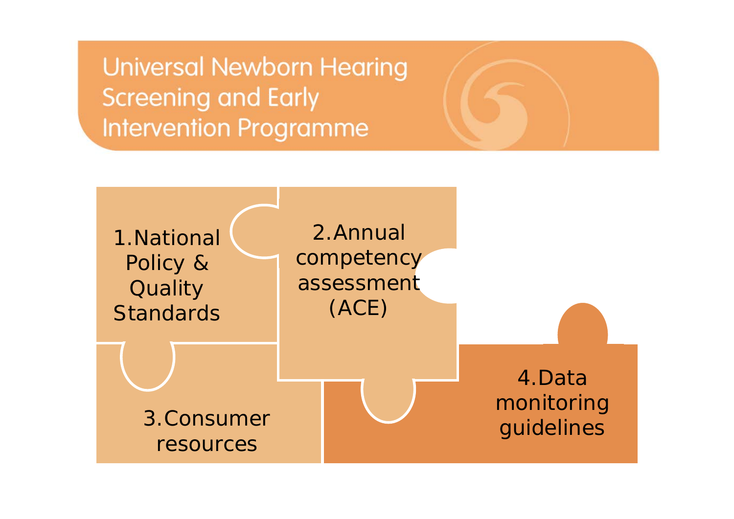# Universal Newborn Hearing Screening and Early Intervention Programme

1. National Policy & Quality Standards
2. Annual competency assessment (ACE)
3. Consumer resources
4. Data monitoring guidelines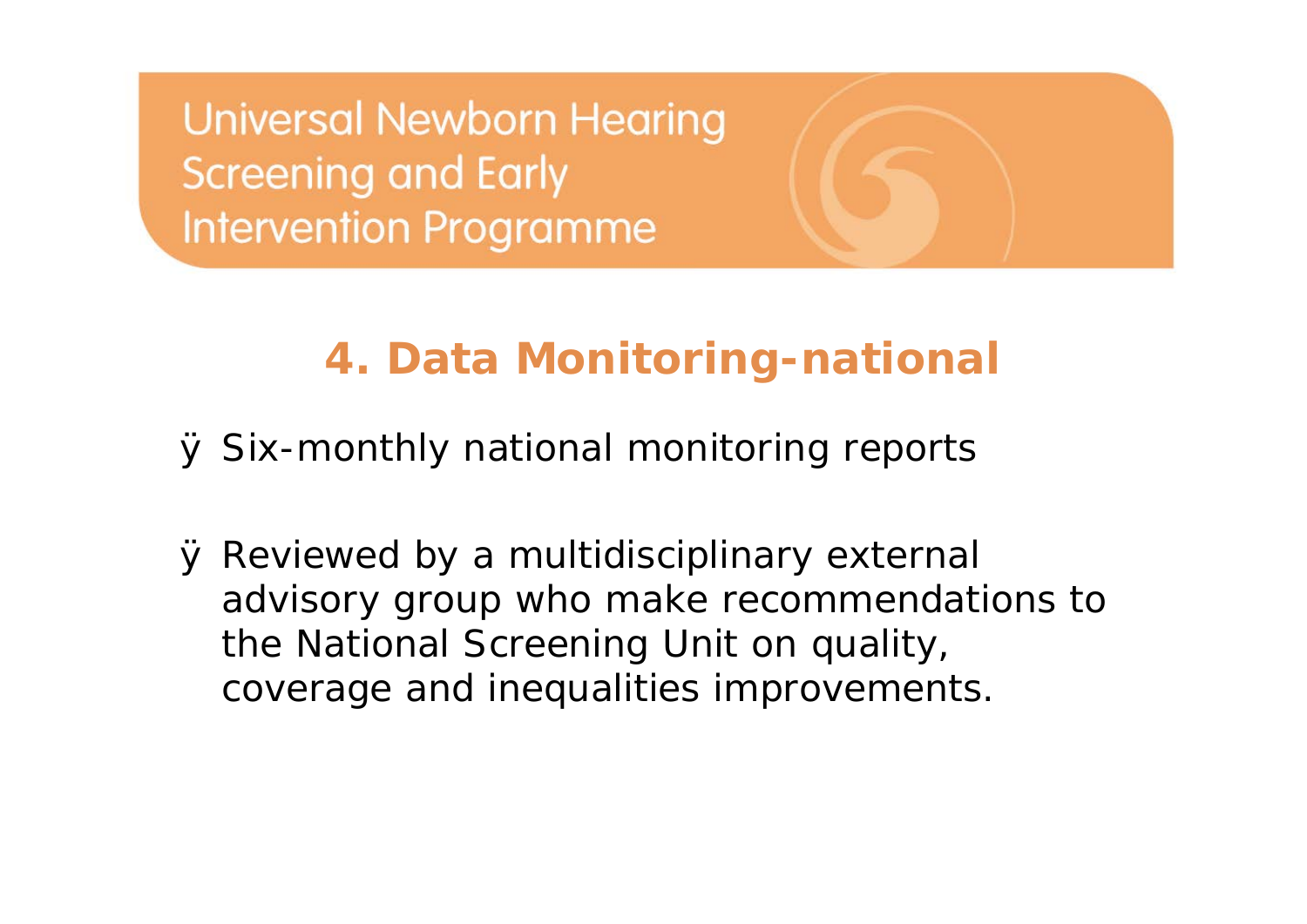Universal Newborn Hearing Screening and Early Intervention Programme

## 4. Data Monitoring-national

- Six-monthly national monitoring reports

- Reviewed by a multidisciplinary external advisory group who make recommendations to the National Screening Unit on quality, coverage and inequalities improvements.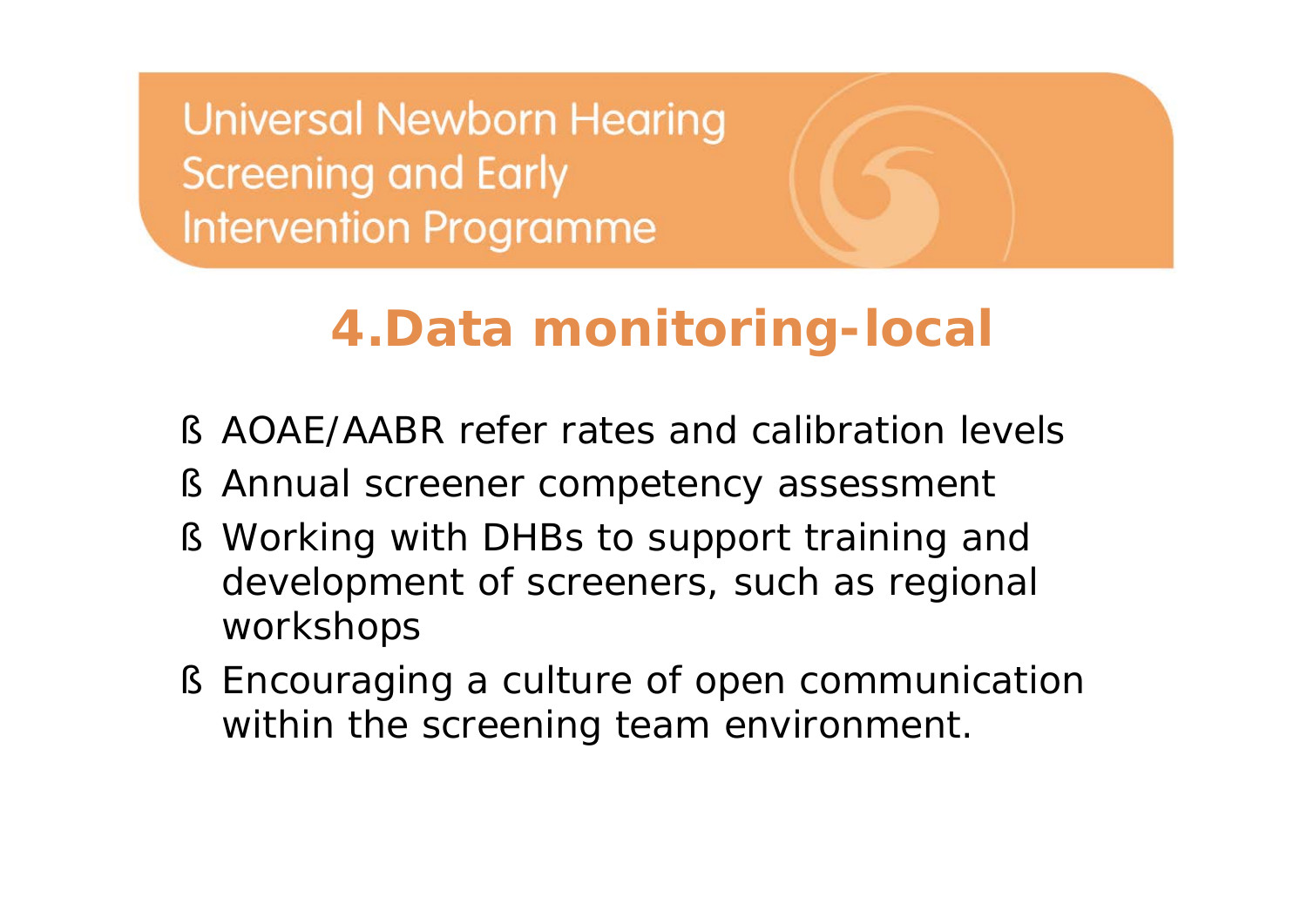Universal Newborn Hearing Screening and Early Intervention Programme

# 4.Data monitoring-local

- AOAE/AABR refer rates and calibration levels
- Annual screener competency assessment
- Working with DHBs to support training and development of screeners, such as regional workshops
- Encouraging a culture of open communication within the screening team environment.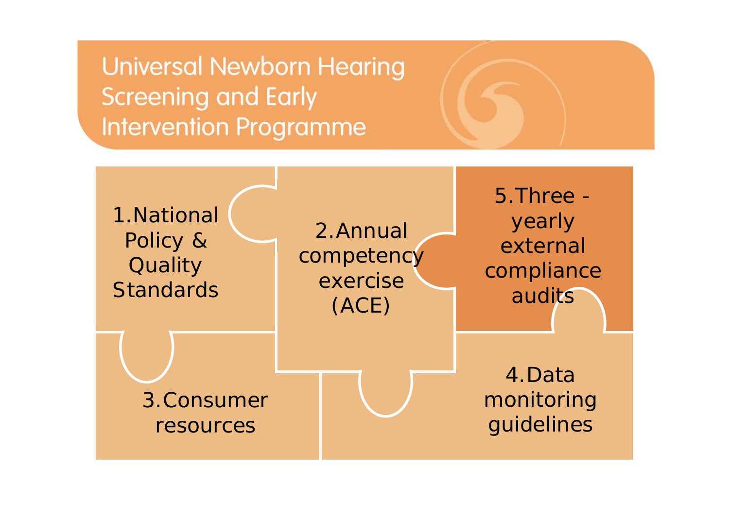# Universal Newborn Hearing Screening and Early Intervention Programme

1. National Policy & Quality Standards
2. Annual competency exercise (ACE)
3. Consumer resources
4. Data monitoring guidelines
5. Three - yearly external compliance audits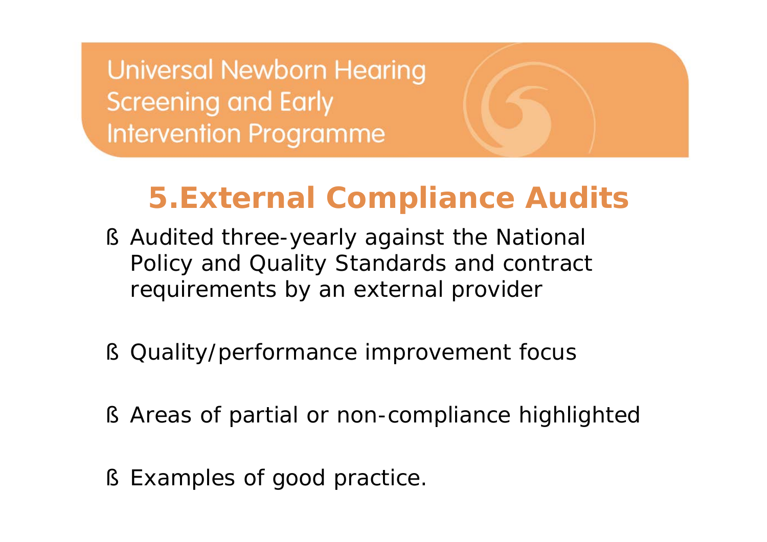# 5.External Compliance Audits

- Audited three-yearly against the National Policy and Quality Standards and contract requirements by an external provider
- Quality/performance improvement focus
- Areas of partial or non-compliance highlighted
- Examples of good practice.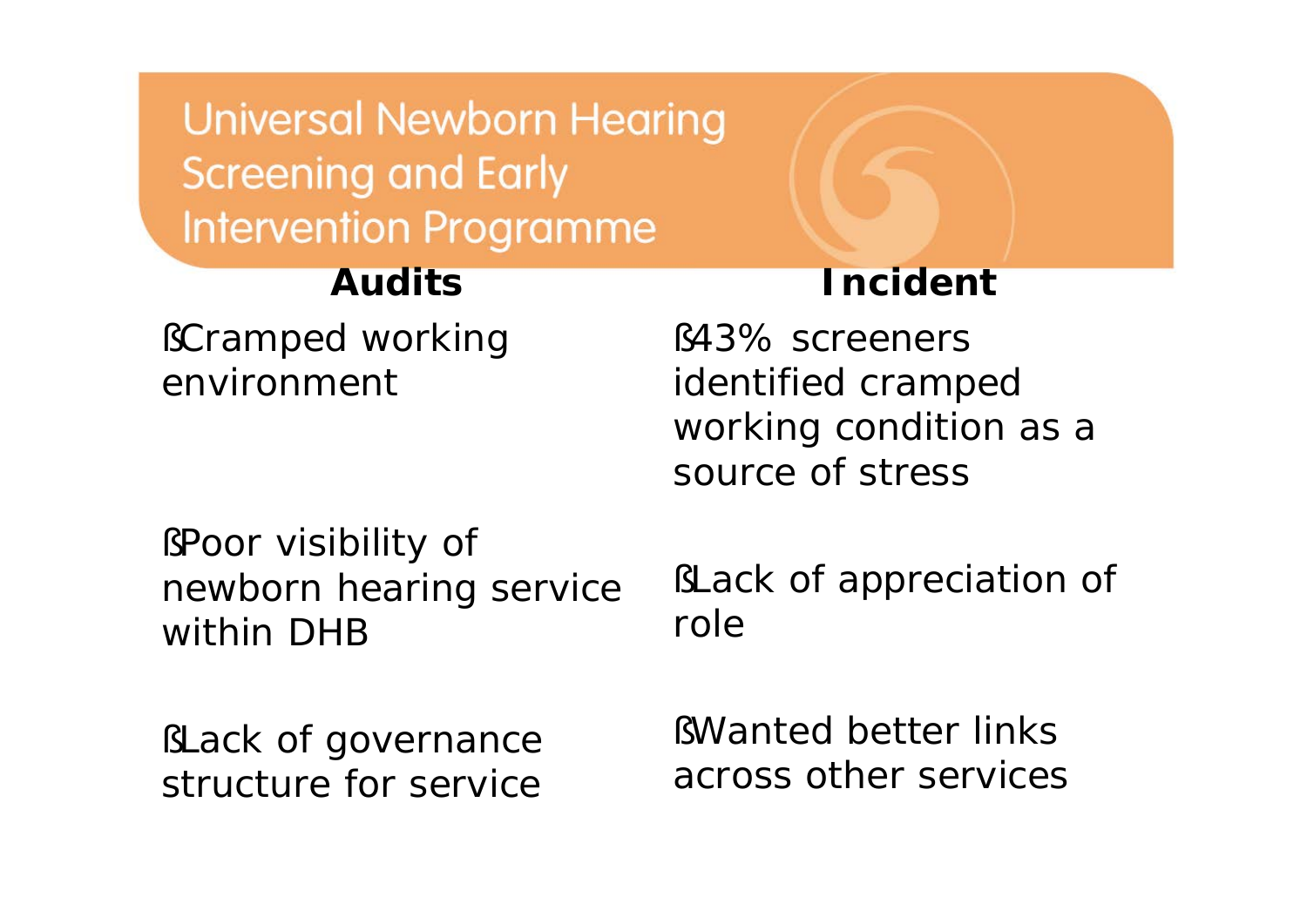# Universal Newborn Hearing Screening and Early Intervention Programme

| Audits | Incident |
| --- | --- |
| Cramped working environment | 43% screeners identified cramped working condition as a source of stress |
| Poor visibility of newborn hearing service within DHB | Lack of appreciation of role |
| Lack of governance structure for service | Wanted better links across other services |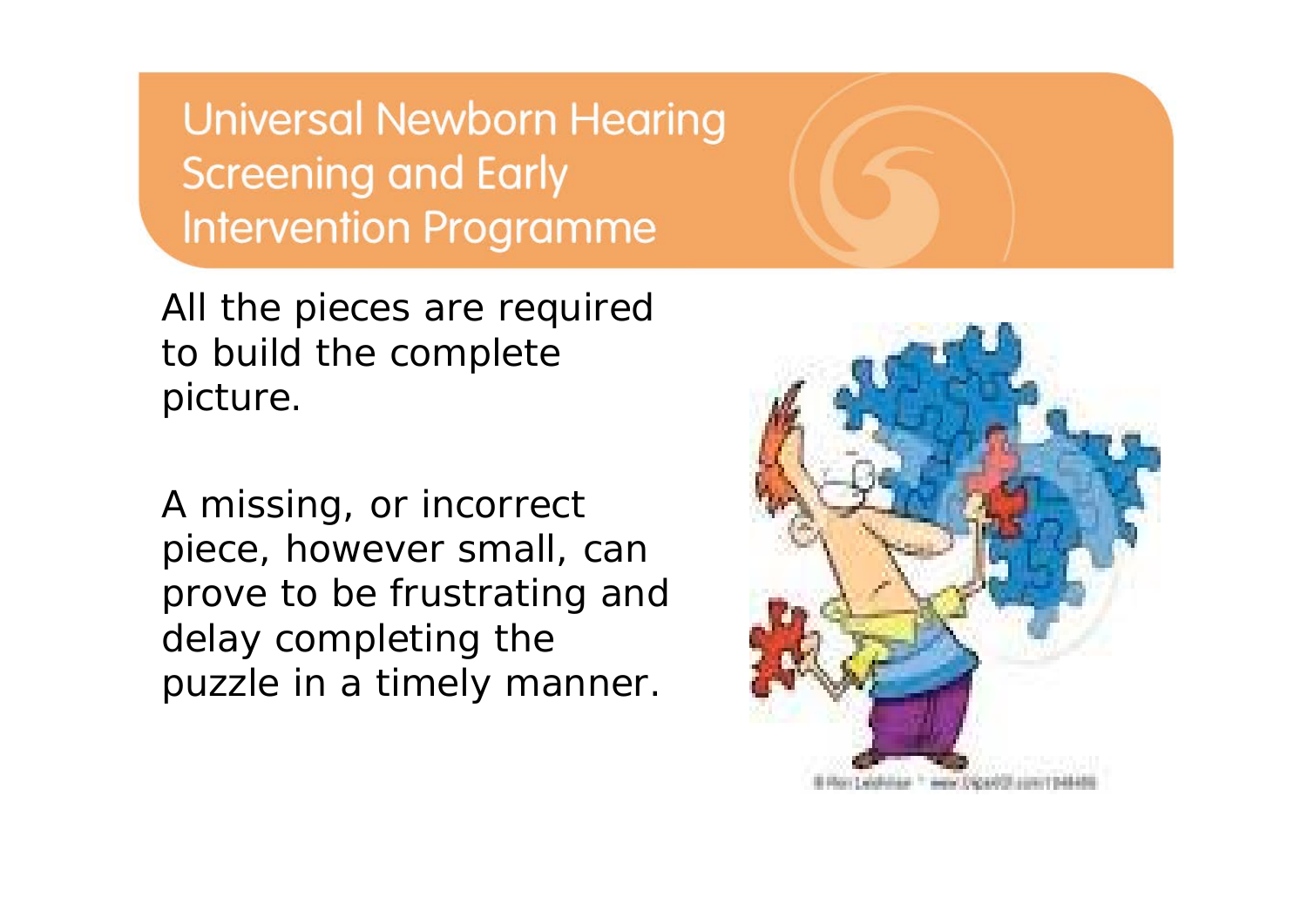# Universal Newborn Hearing Screening and Early Intervention Programme

All the pieces are required to build the complete picture.

A missing, or incorrect piece, however small, can prove to be frustrating and delay completing the puzzle in a timely manner.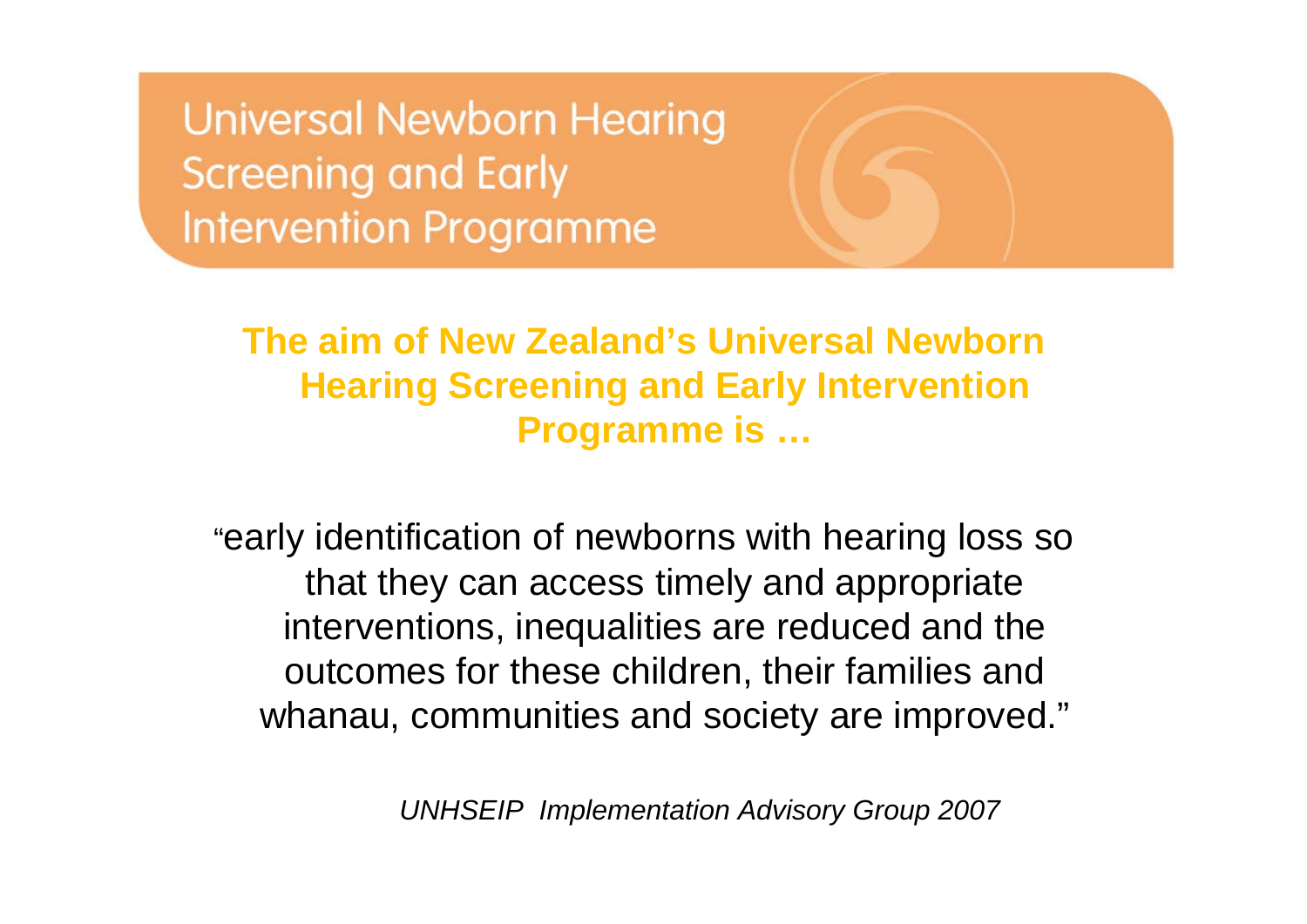# Universal Newborn Hearing Screening and Early Intervention Programme

**The aim of New Zealand's Universal Newborn Hearing Screening and Early Intervention Programme is …**

"early identification of newborns with hearing loss so that they can access timely and appropriate interventions, inequalities are reduced and the outcomes for these children, their families and whanau, communities and society are improved."

*UNHSEIP Implementation Advisory Group 2007*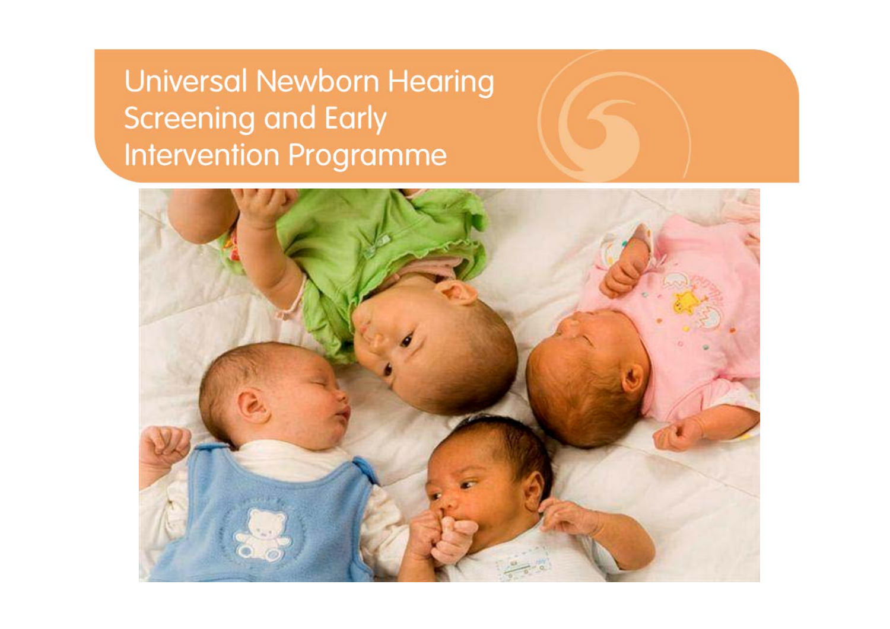# Universal Newborn Hearing Screening and Early Intervention Programme